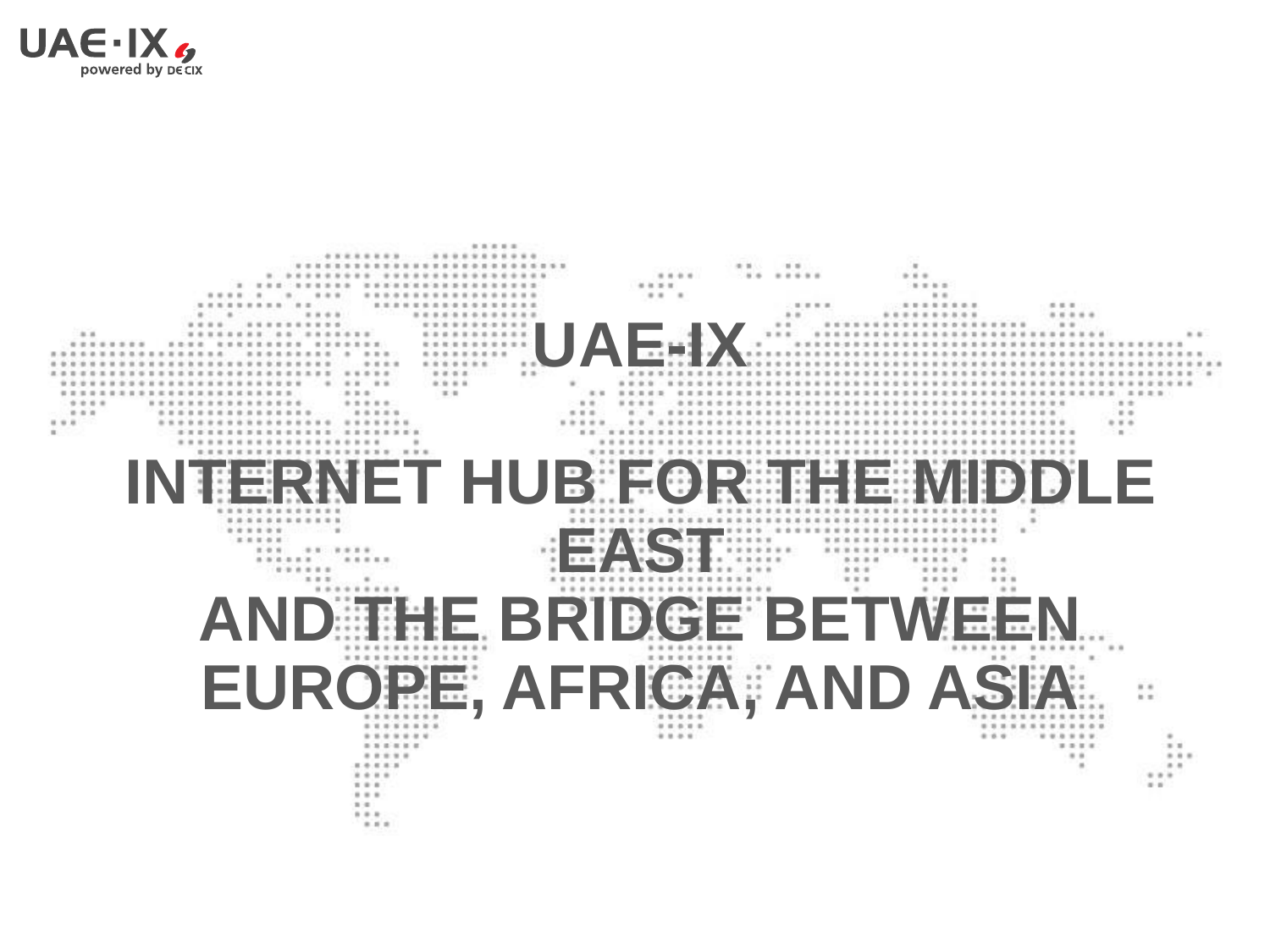# UAE-IX

# INTERNET HUB FOR THE MIDDLE EAST AND THE BRIDGE BETWEEN EUROPE, AFRICA, AND ASIA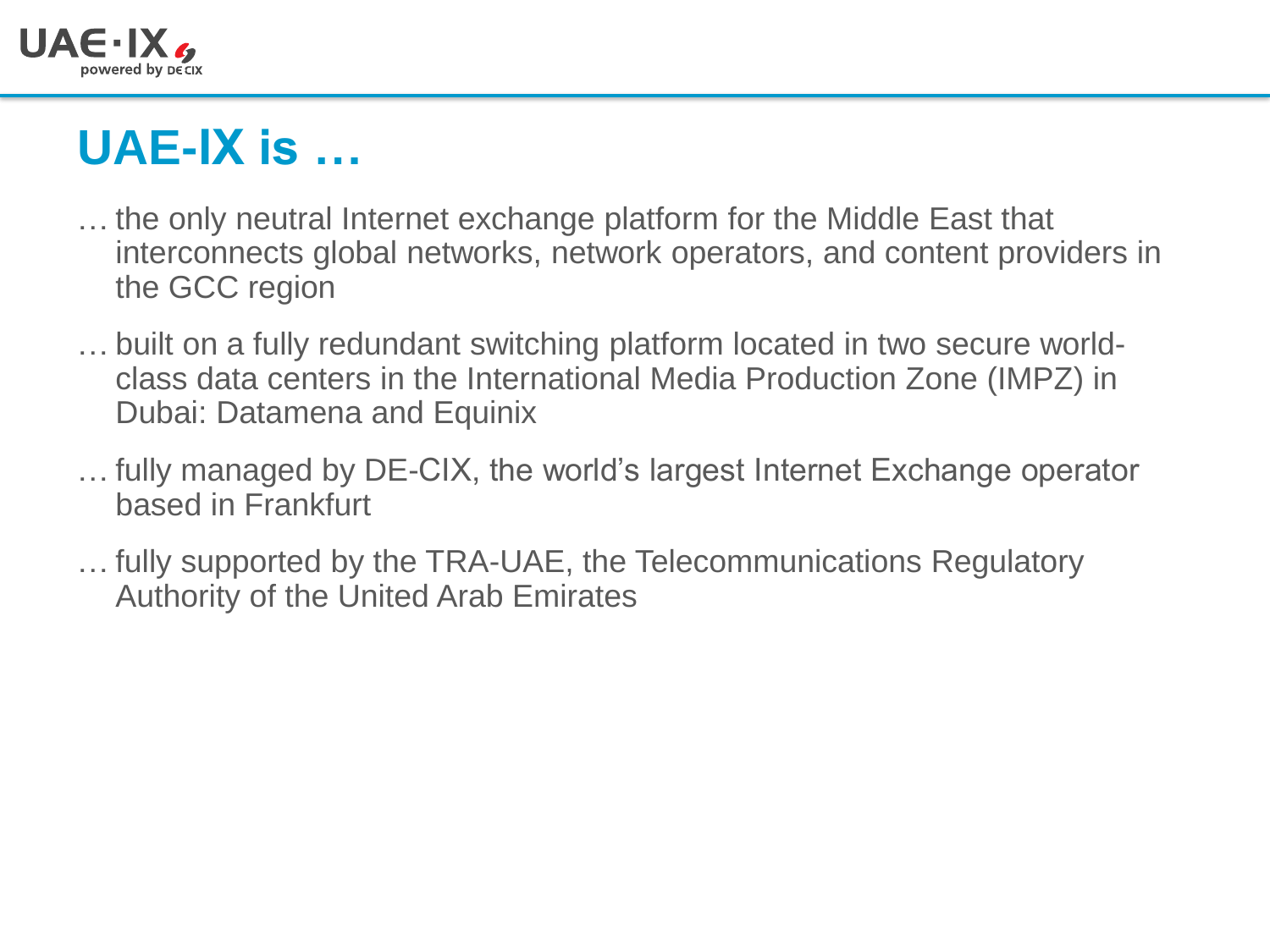# UAE-IX is …

- … the only neutral Internet exchange platform for the Middle East that interconnects global networks, network operators, and content providers in the GCC region
- … built on a fully redundant switching platform located in two secure world-class data centers in the International Media Production Zone (IMPZ) in Dubai: Datamena and Equinix
- … fully managed by DE-CIX, the world's largest Internet Exchange operator based in Frankfurt
- … fully supported by the TRA-UAE, the Telecommunications Regulatory Authority of the United Arab Emirates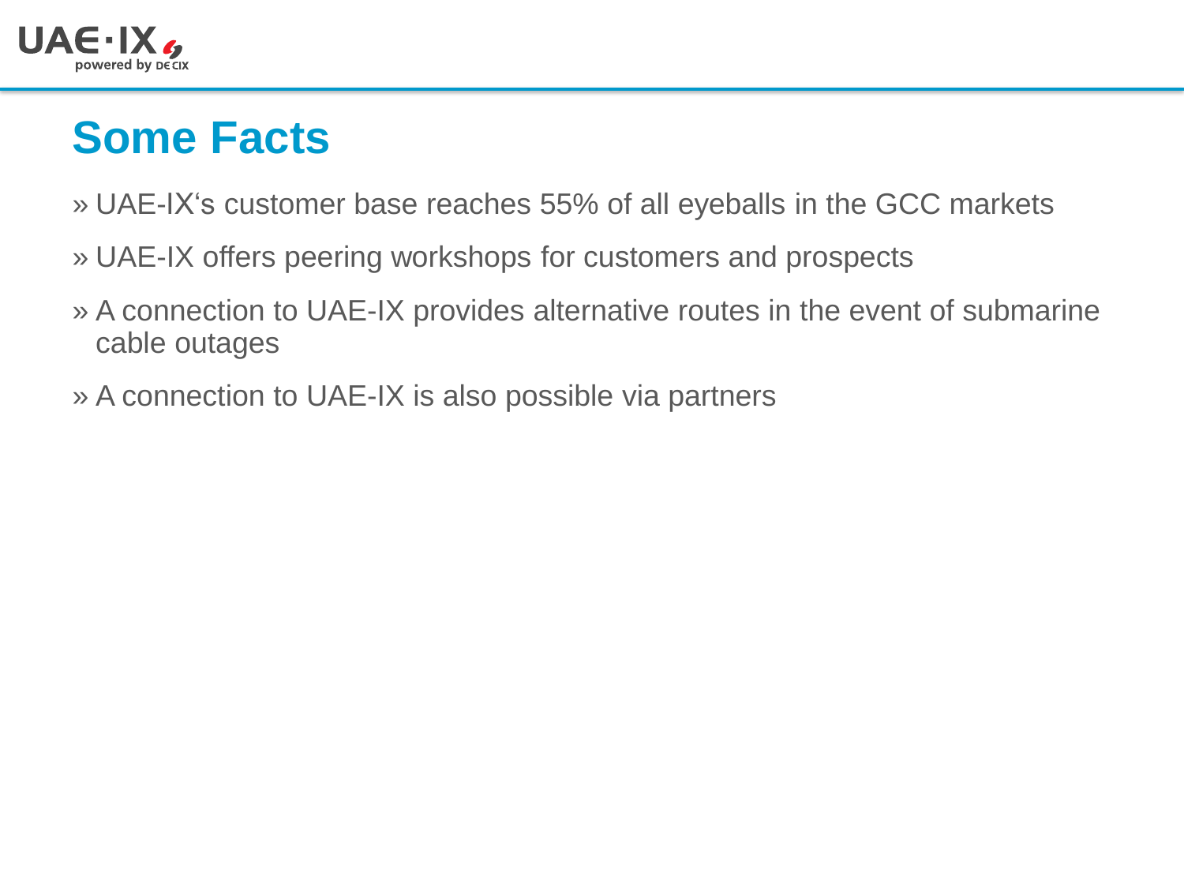# Some Facts

- UAE-IX‘s customer base reaches 55% of all eyeballs in the GCC markets
- UAE-IX offers peering workshops for customers and prospects
- A connection to UAE-IX provides alternative routes in the event of submarine cable outages
- A connection to UAE-IX is also possible via partners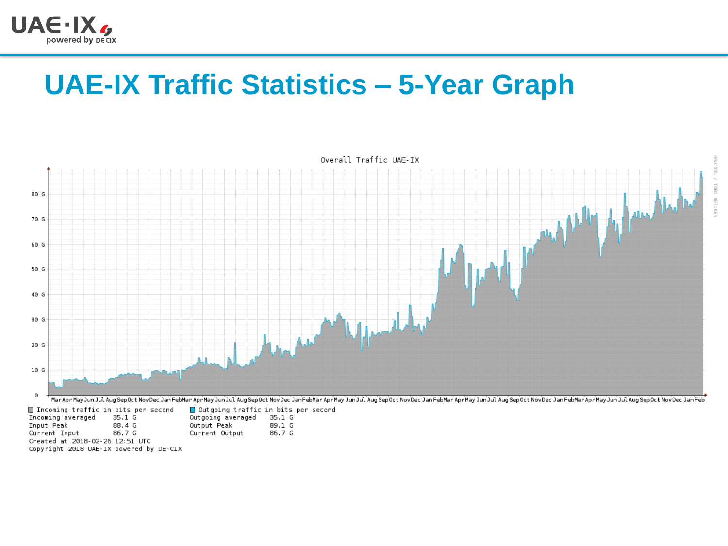# UAE-IX Traffic Statistics – 5-Year Graph

Overall Traffic UAE-IX

Incoming traffic in bits per second
Incoming averaged 35.1 G
Input Peak 88.4 G
Current Input 86.7 G

Outgoing traffic in bits per second
Outgoing averaged 35.1 G
Output Peak 89.1 G
Current Output 86.7 G

Created at 2018-02-26 12:51 UTC
Copyright 2018 UAE-IX powered by DE-CIX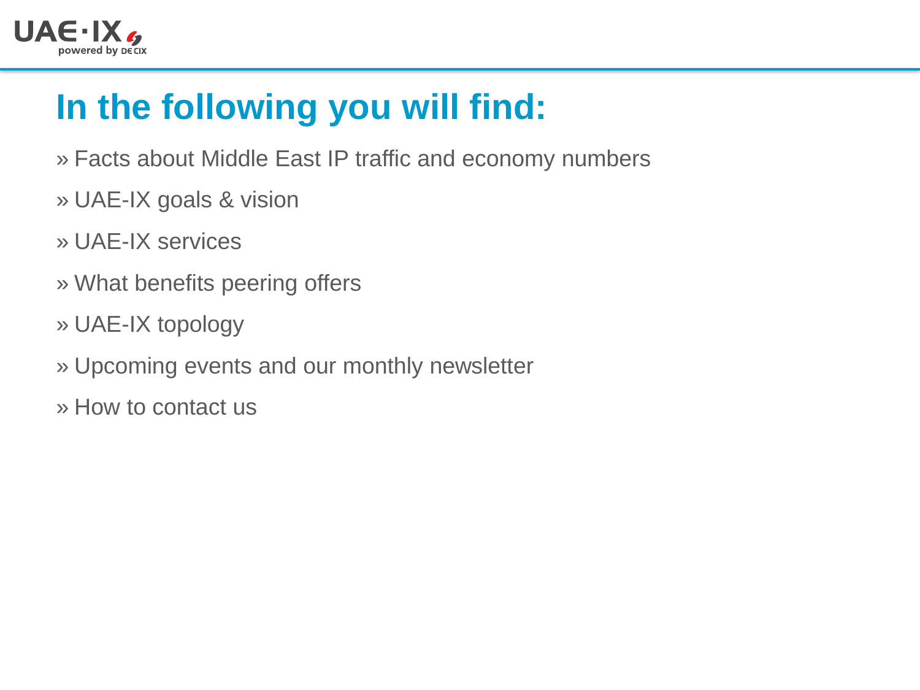# In the following you will find:

» Facts about Middle East IP traffic and economy numbers

» UAE-IX goals & vision

» UAE-IX services

» What benefits peering offers

» UAE-IX topology

» Upcoming events and our monthly newsletter

» How to contact us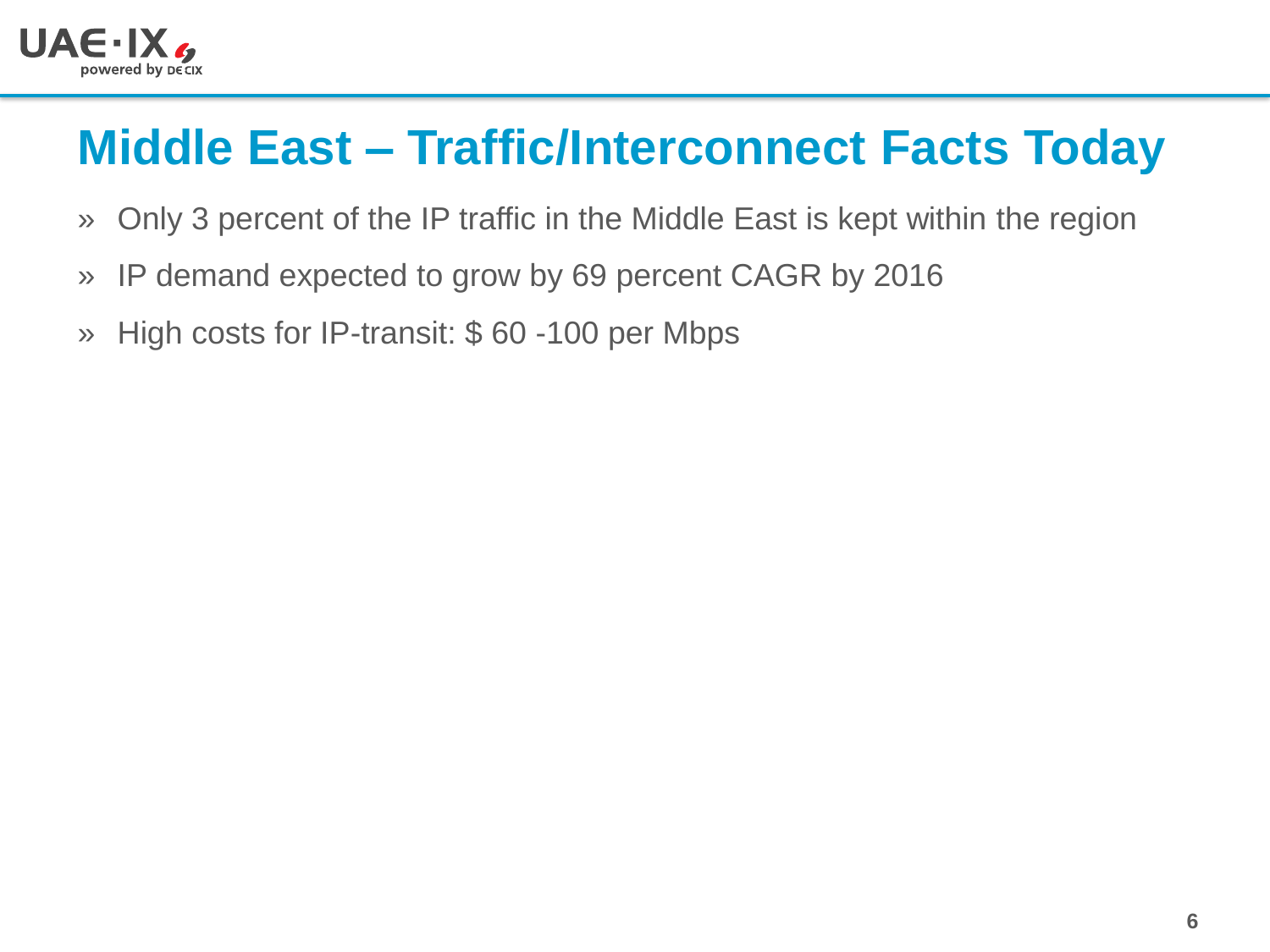# Middle East – Traffic/Interconnect Facts Today

- Only 3 percent of the IP traffic in the Middle East is kept within the region
- IP demand expected to grow by 69 percent CAGR by 2016
- High costs for IP-transit: $ 60 -100 per Mbps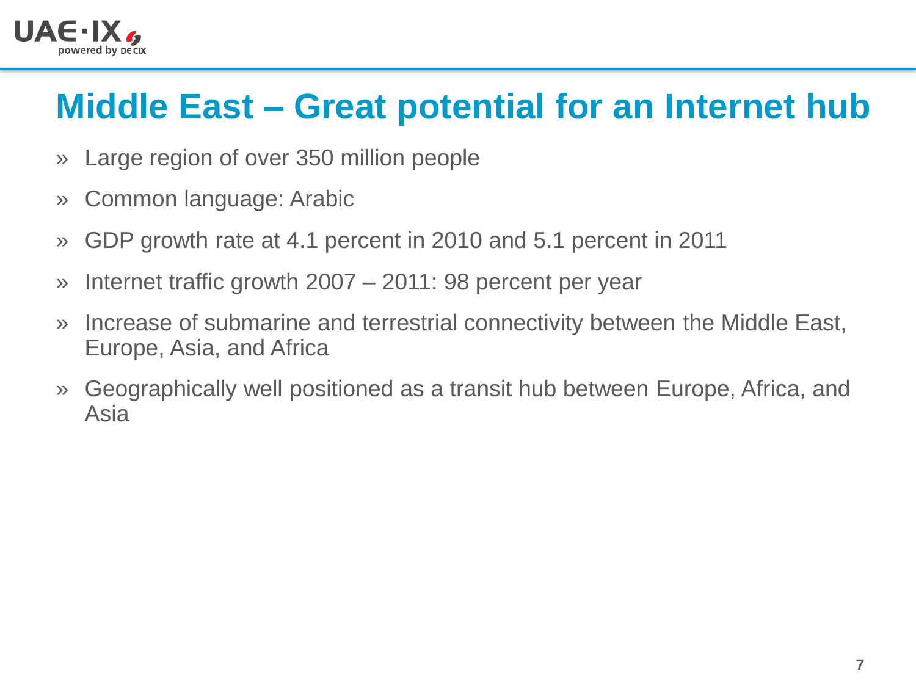# Middle East – Great potential for an Internet hub

- Large region of over 350 million people
- Common language: Arabic
- GDP growth rate at 4.1 percent in 2010 and 5.1 percent in 2011
- Internet traffic growth 2007 – 2011: 98 percent per year
- Increase of submarine and terrestrial connectivity between the Middle East, Europe, Asia, and Africa
- Geographically well positioned as a transit hub between Europe, Africa, and Asia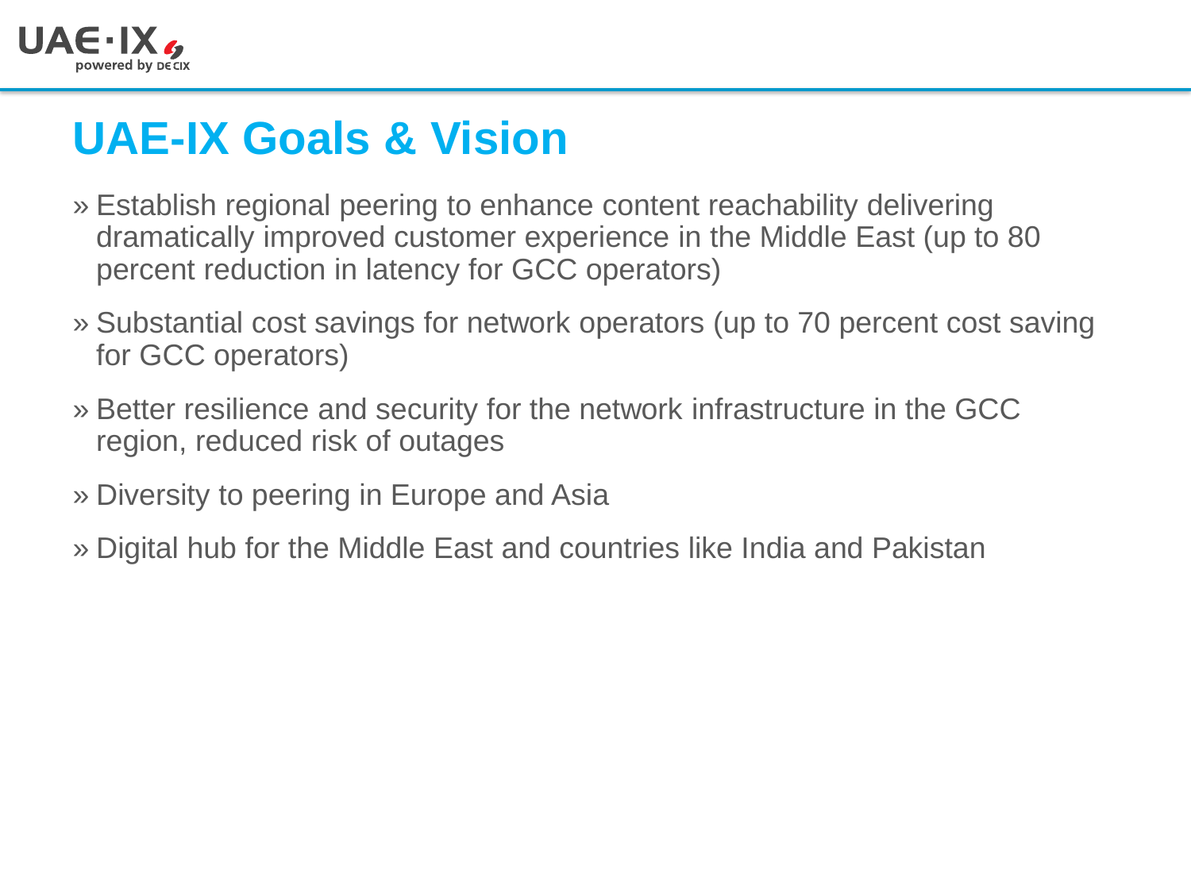# UAE-IX Goals & Vision

- Establish regional peering to enhance content reachability delivering dramatically improved customer experience in the Middle East (up to 80 percent reduction in latency for GCC operators)
- Substantial cost savings for network operators (up to 70 percent cost saving for GCC operators)
- Better resilience and security for the network infrastructure in the GCC region, reduced risk of outages
- Diversity to peering in Europe and Asia
- Digital hub for the Middle East and countries like India and Pakistan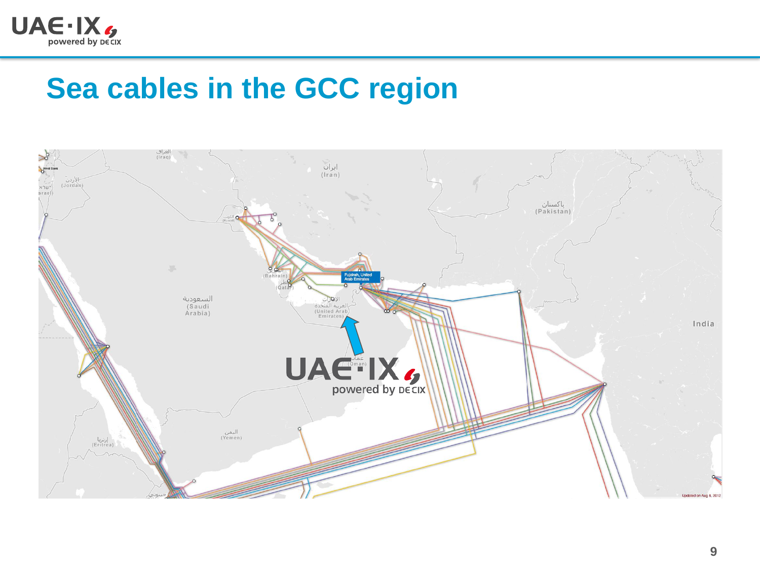# Sea cables in the GCC region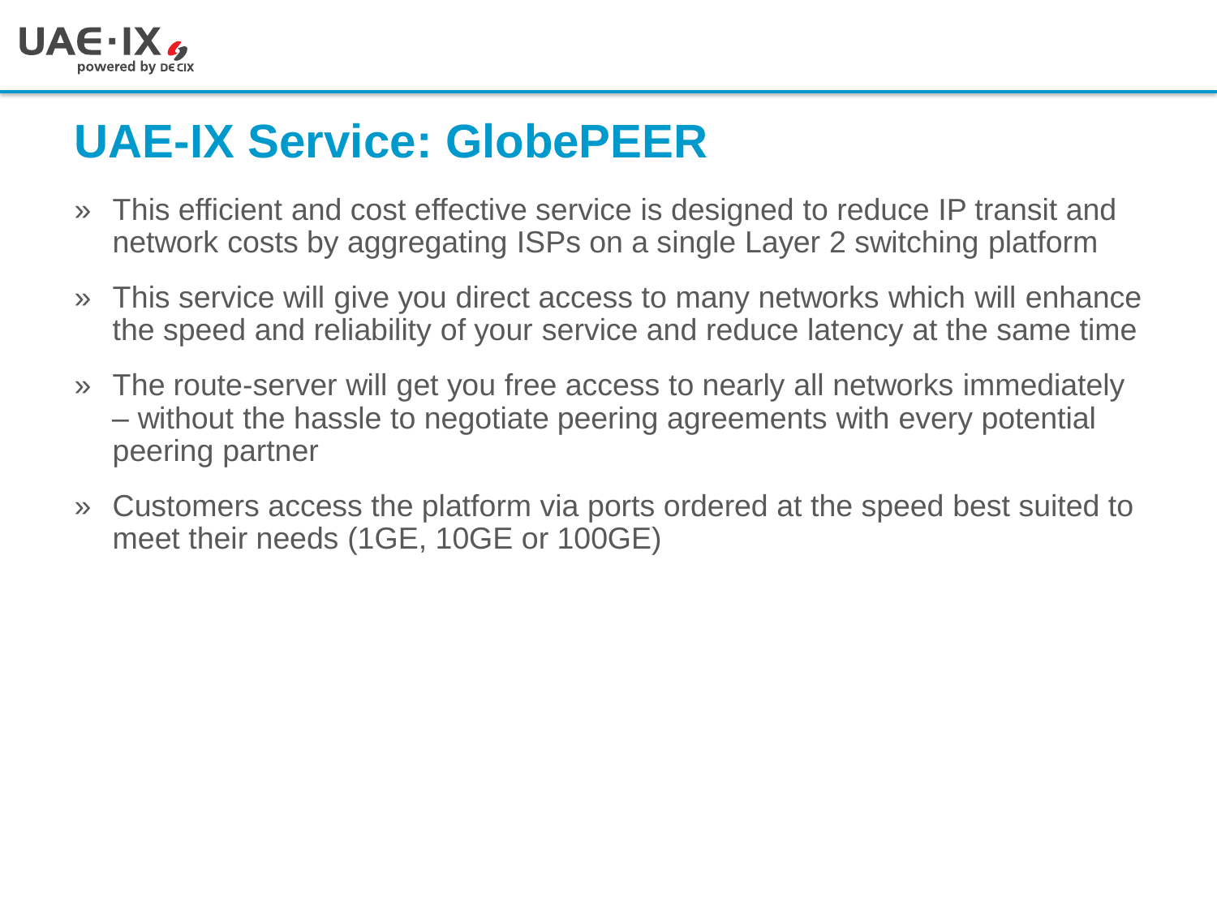# UAE-IX Service: GlobePEER

- This efficient and cost effective service is designed to reduce IP transit and network costs by aggregating ISPs on a single Layer 2 switching platform
- This service will give you direct access to many networks which will enhance the speed and reliability of your service and reduce latency at the same time
- The route-server will get you free access to nearly all networks immediately – without the hassle to negotiate peering agreements with every potential peering partner
- Customers access the platform via ports ordered at the speed best suited to meet their needs (1GE, 10GE or 100GE)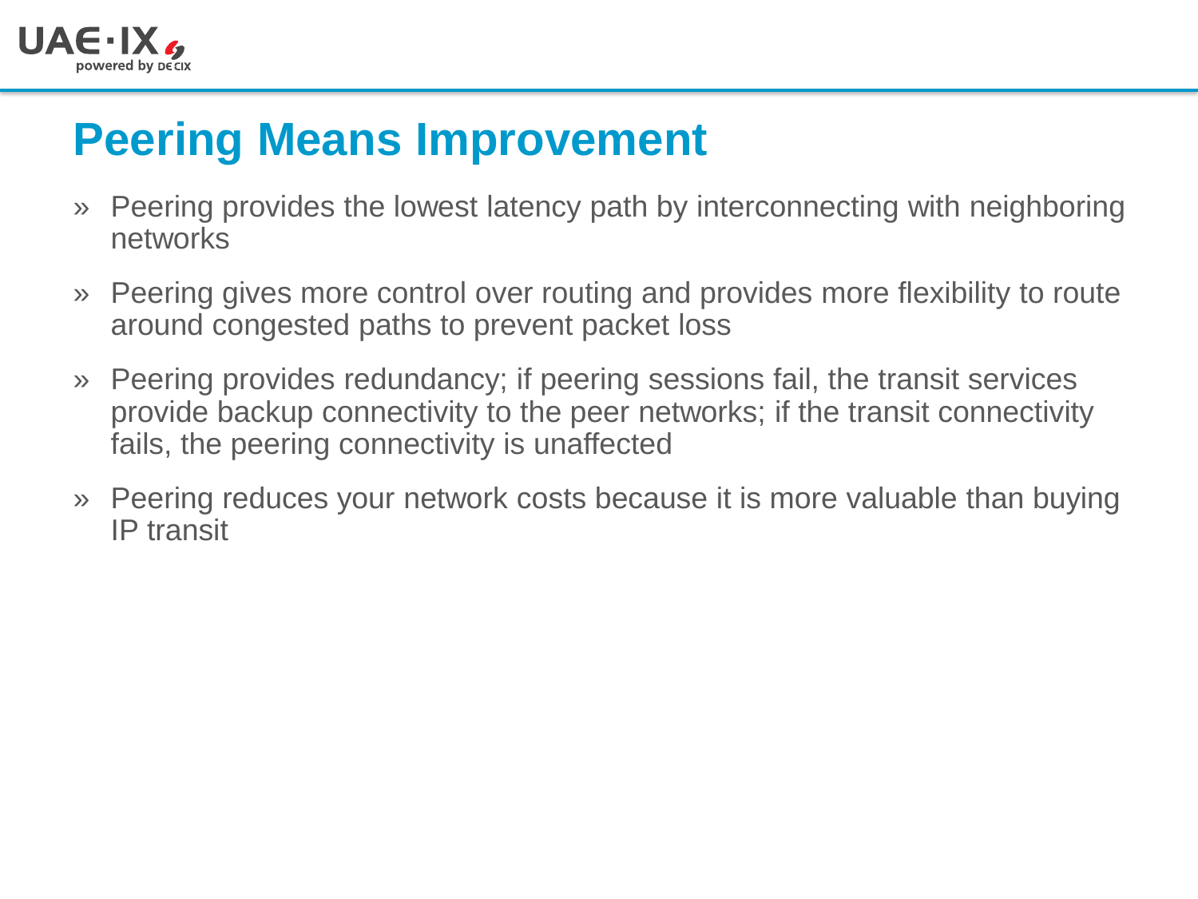# Peering Means Improvement

- Peering provides the lowest latency path by interconnecting with neighboring networks
- Peering gives more control over routing and provides more flexibility to route around congested paths to prevent packet loss
- Peering provides redundancy; if peering sessions fail, the transit services provide backup connectivity to the peer networks; if the transit connectivity fails, the peering connectivity is unaffected
- Peering reduces your network costs because it is more valuable than buying IP transit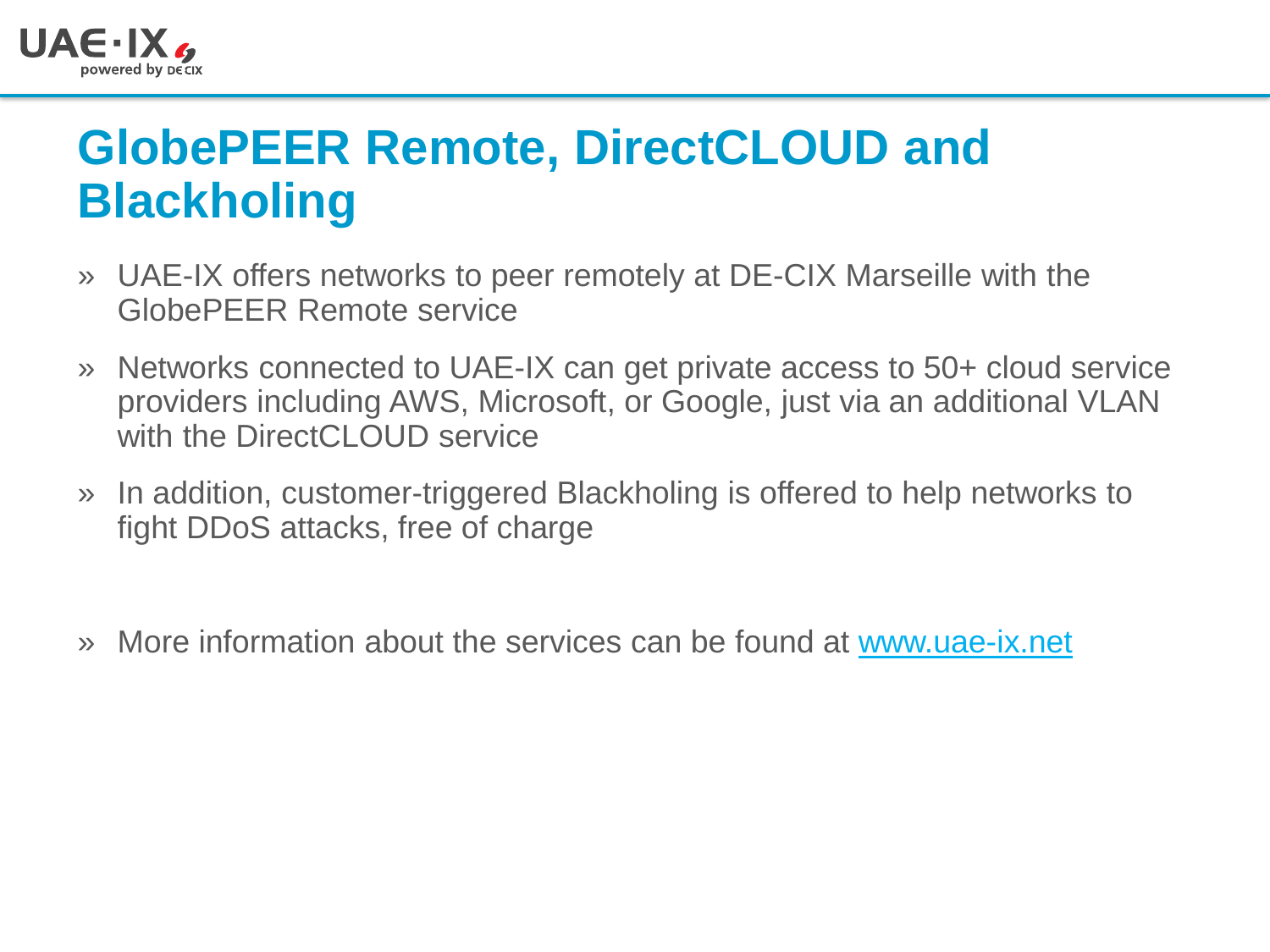# GlobePEER Remote, DirectCLOUD and Blackholing

- UAE-IX offers networks to peer remotely at DE-CIX Marseille with the GlobePEER Remote service
- Networks connected to UAE-IX can get private access to 50+ cloud service providers including AWS, Microsoft, or Google, just via an additional VLAN with the DirectCLOUD service
- In addition, customer-triggered Blackholing is offered to help networks to fight DDoS attacks, free of charge
- More information about the services can be found at [www.uae-ix.net](http://www.uae-ix.net)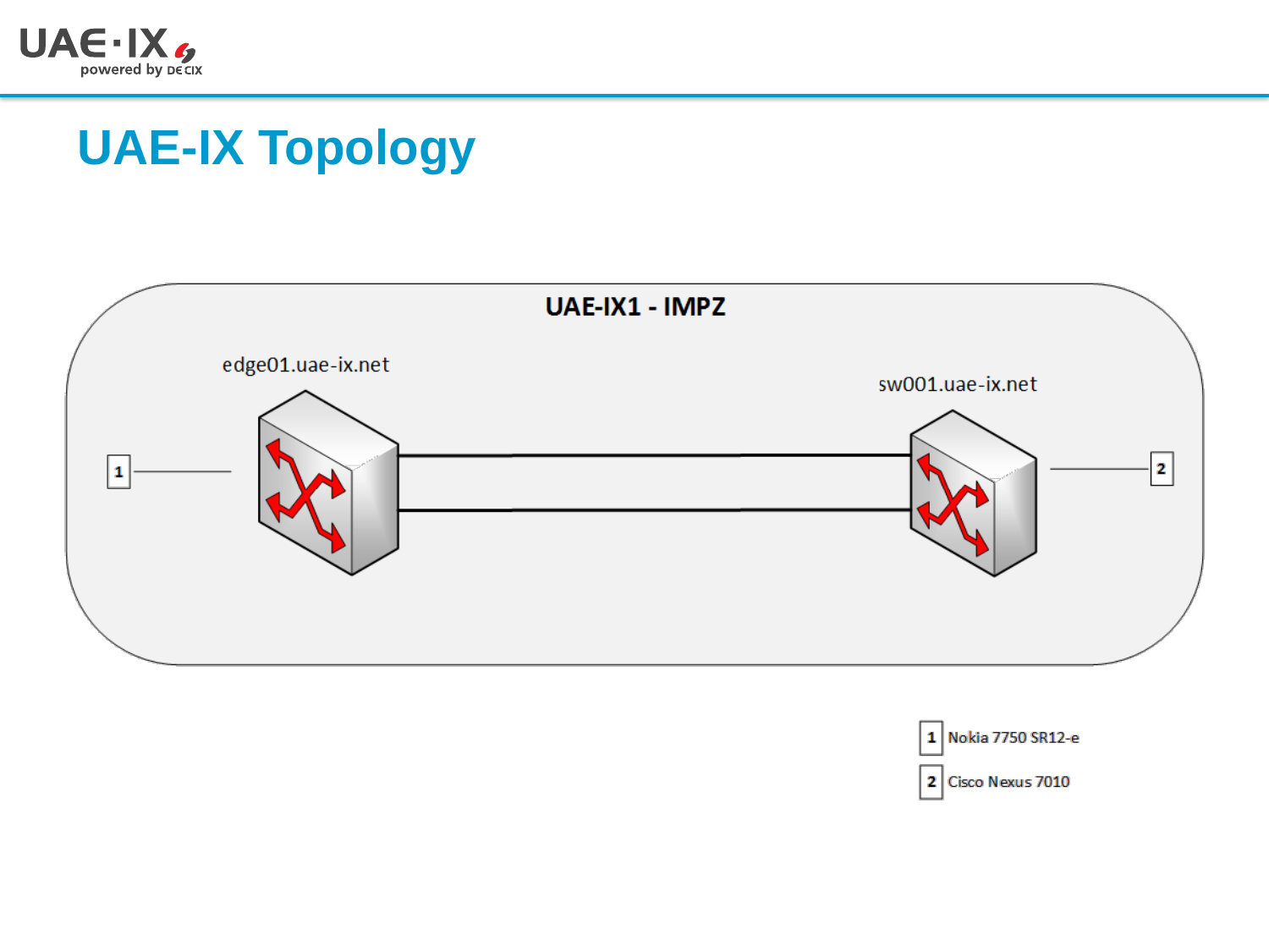# UAE-IX Topology

UAE-IX1 - IMPZ

edge01.uae-ix.net

sw001.uae-ix.net

1 Nokia 7750 SR12-e

2 Cisco Nexus 7010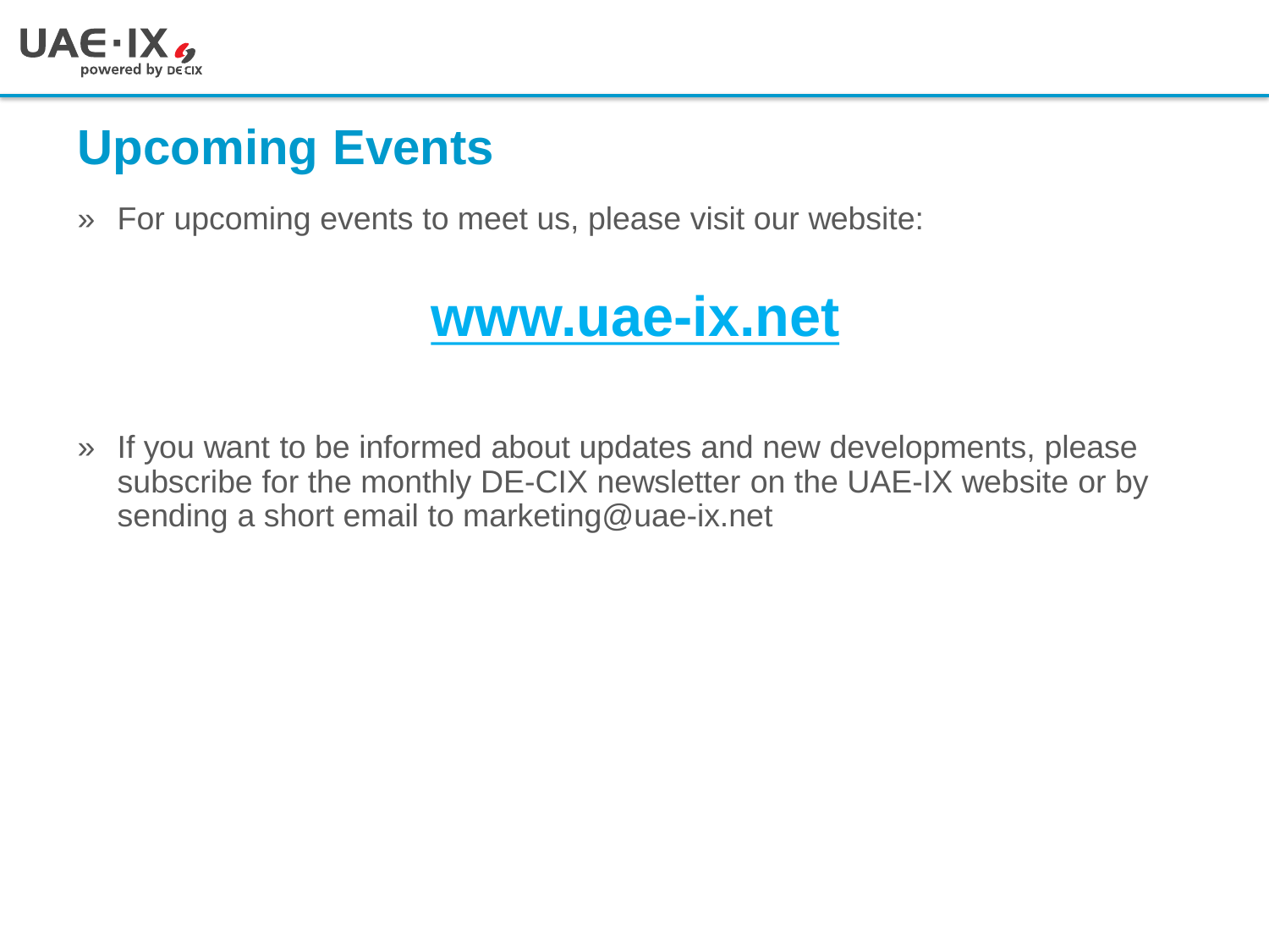# Upcoming Events

» For upcoming events to meet us, please visit our website:

**[www.uae-ix.net](http://www.uae-ix.net)**

» If you want to be informed about updates and new developments, please subscribe for the monthly DE-CIX newsletter on the UAE-IX website or by sending a short email to marketing@uae-ix.net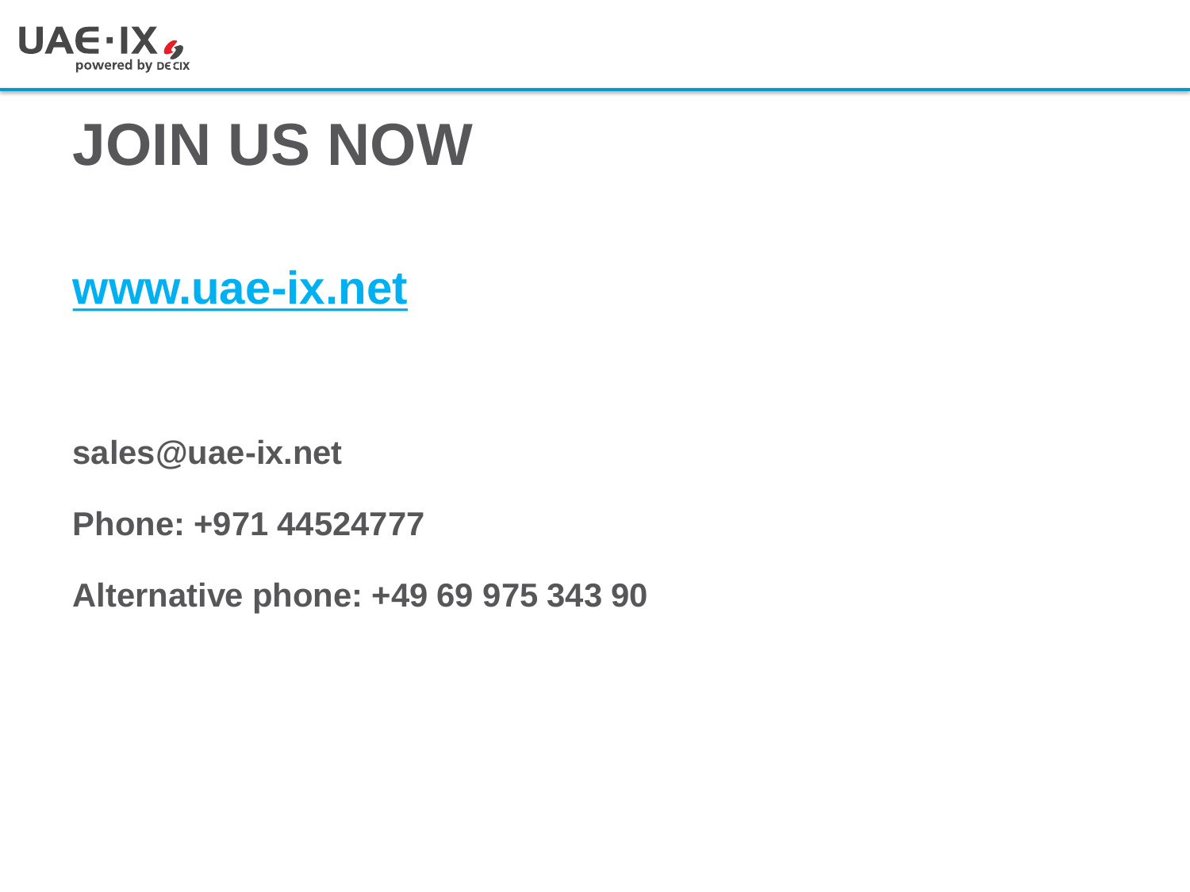# JOIN US NOW

**[www.uae-ix.net](http://www.uae-ix.net)**

**sales@uae-ix.net**

**Phone: +971 44524777**

**Alternative phone: +49 69 975 343 90**